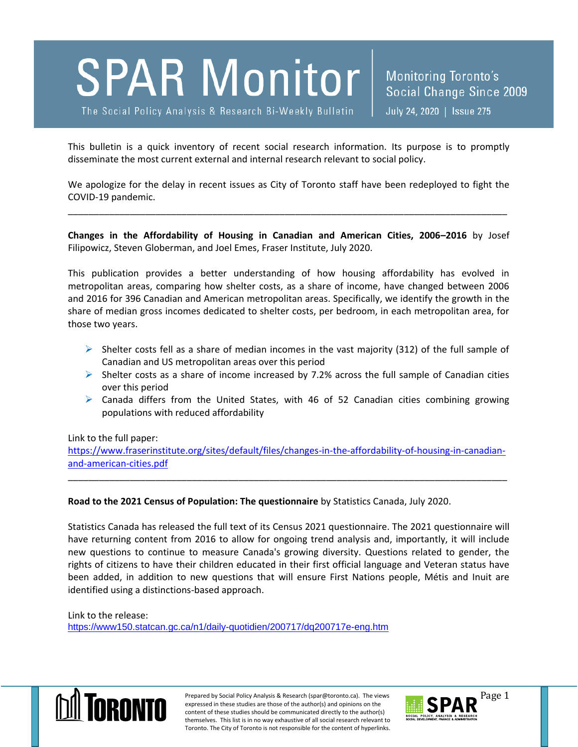# SPAR Monitor

The Social Policy Analysis & Research Bi-Weekly Bulletin

Monitoring Toronto's Social Change Since 2009

July 24, 2020 | Issue 275

This bulletin is a quick inventory of recent social research information. Its purpose is to promptly disseminate the most current external and internal research relevant to social policy.

We apologize for the delay in recent issues as City of Toronto staff have been redeployed to fight the COVID-19 pandemic.

---

**Changes in the Affordability of Housing in Canadian and American Cities, 2006–2016** by Josef Filipowicz, Steven Globerman, and Joel Emes, Fraser Institute, July 2020.

This publication provides a better understanding of how housing affordability has evolved in metropolitan areas, comparing how shelter costs, as a share of income, have changed between 2006 and 2016 for 396 Canadian and American metropolitan areas. Specifically, we identify the growth in the share of median gross incomes dedicated to shelter costs, per bedroom, in each metropolitan area, for those two years.

- Shelter costs fell as a share of median incomes in the vast majority (312) of the full sample of Canadian and US metropolitan areas over this period
- Shelter costs as a share of income increased by 7.2% across the full sample of Canadian cities over this period
- Canada differs from the United States, with 46 of 52 Canadian cities combining growing populations with reduced affordability

Link to the full paper:
https://www.fraserinstitute.org/sites/default/files/changes-in-the-affordability-of-housing-in-canadian-and-american-cities.pdf

---

**Road to the 2021 Census of Population: The questionnaire** by Statistics Canada, July 2020.

Statistics Canada has released the full text of its Census 2021 questionnaire. The 2021 questionnaire will have returning content from 2016 to allow for ongoing trend analysis and, importantly, it will include new questions to continue to measure Canada's growing diversity. Questions related to gender, the rights of citizens to have their children educated in their first official language and Veteran status have been added, in addition to new questions that will ensure First Nations people, Métis and Inuit are identified using a distinctions-based approach.

Link to the release:
https://www150.statcan.gc.ca/n1/daily-quotidien/200717/dq200717e-eng.htm

Prepared by Social Policy Analysis & Research (spar@toronto.ca). The views expressed in these studies are those of the author(s) and opinions on the content of these studies should be communicated directly to the author(s) themselves. This list is in no way exhaustive of all social research relevant to Toronto. The City of Toronto is not responsible for the content of hyperlinks.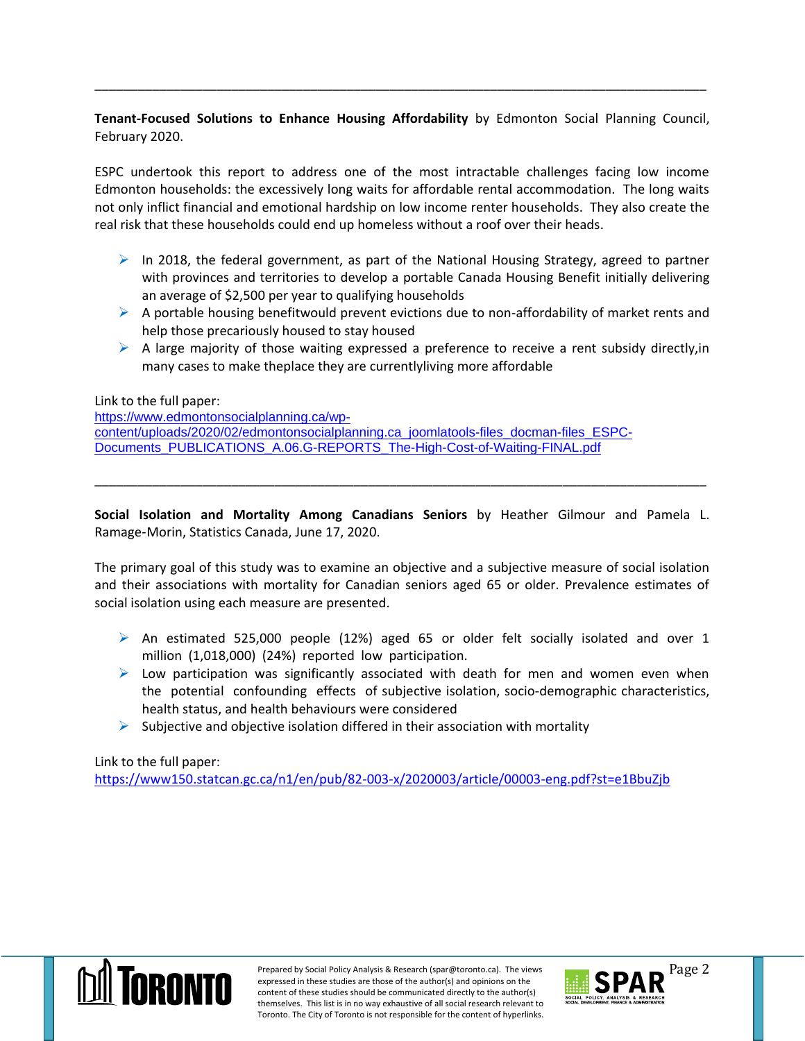---

**Tenant-Focused Solutions to Enhance Housing Affordability** by Edmonton Social Planning Council, February 2020.

ESPC undertook this report to address one of the most intractable challenges facing low income Edmonton households: the excessively long waits for affordable rental accommodation. The long waits not only inflict financial and emotional hardship on low income renter households. They also create the real risk that these households could end up homeless without a roof over their heads.

- In 2018, the federal government, as part of the National Housing Strategy, agreed to partner with provinces and territories to develop a portable Canada Housing Benefit initially delivering an average of $2,500 per year to qualifying households
- A portable housing benefitwould prevent evictions due to non-affordability of market rents and help those precariously housed to stay housed
- A large majority of those waiting expressed a preference to receive a rent subsidy directly,in many cases to make theplace they are currentlyliving more affordable

Link to the full paper:
https://www.edmontonsocialplanning.ca/wp-content/uploads/2020/02/edmontonsocialplanning.ca_joomlatools-files_docman-files_ESPC-Documents_PUBLICATIONS_A.06.G-REPORTS_The-High-Cost-of-Waiting-FINAL.pdf

---

**Social Isolation and Mortality Among Canadians Seniors** by Heather Gilmour and Pamela L. Ramage-Morin, Statistics Canada, June 17, 2020.

The primary goal of this study was to examine an objective and a subjective measure of social isolation and their associations with mortality for Canadian seniors aged 65 or older. Prevalence estimates of social isolation using each measure are presented.

- An estimated 525,000 people (12%) aged 65 or older felt socially isolated and over 1 million (1,018,000) (24%) reported low participation.
- Low participation was significantly associated with death for men and women even when the potential confounding effects of subjective isolation, socio-demographic characteristics, health status, and health behaviours were considered
- Subjective and objective isolation differed in their association with mortality

Link to the full paper:
https://www150.statcan.gc.ca/n1/en/pub/82-003-x/2020003/article/00003-eng.pdf?st=e1BbuZjb

Prepared by Social Policy Analysis & Research (spar@toronto.ca). The views expressed in these studies are those of the author(s) and opinions on the content of these studies should be communicated directly to the author(s) themselves. This list is in no way exhaustive of all social research relevant to Toronto. The City of Toronto is not responsible for the content of hyperlinks.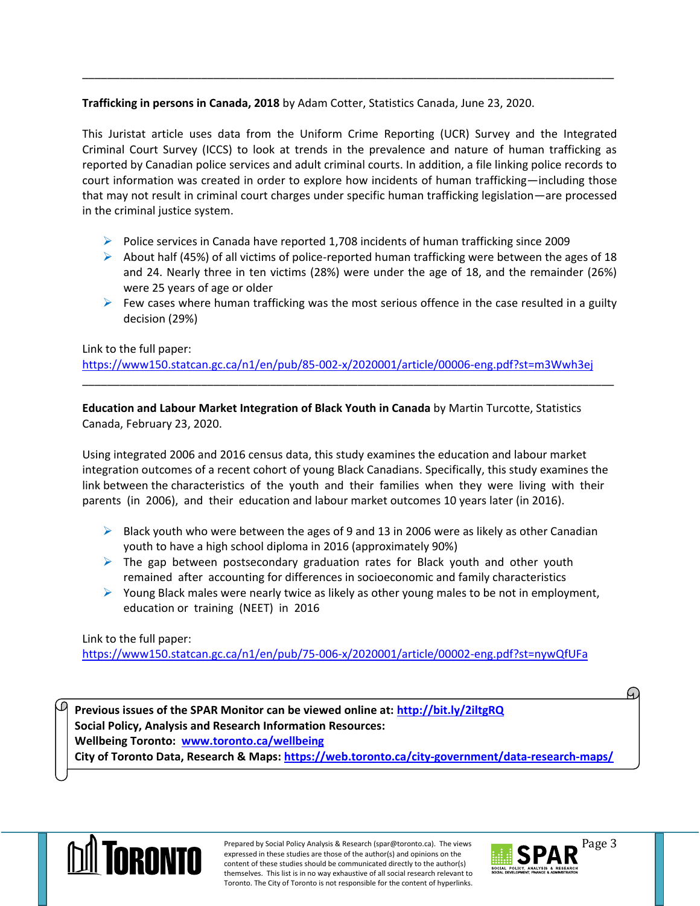---

**Trafficking in persons in Canada, 2018** by Adam Cotter, Statistics Canada, June 23, 2020.

This Juristat article uses data from the Uniform Crime Reporting (UCR) Survey and the Integrated Criminal Court Survey (ICCS) to look at trends in the prevalence and nature of human trafficking as reported by Canadian police services and adult criminal courts. In addition, a file linking police records to court information was created in order to explore how incidents of human trafficking—including those that may not result in criminal court charges under specific human trafficking legislation—are processed in the criminal justice system.

- Police services in Canada have reported 1,708 incidents of human trafficking since 2009
- About half (45%) of all victims of police-reported human trafficking were between the ages of 18 and 24. Nearly three in ten victims (28%) were under the age of 18, and the remainder (26%) were 25 years of age or older
- Few cases where human trafficking was the most serious offence in the case resulted in a guilty decision (29%)

Link to the full paper:
https://www150.statcan.gc.ca/n1/en/pub/85-002-x/2020001/article/00006-eng.pdf?st=m3Wwh3ej

---

**Education and Labour Market Integration of Black Youth in Canada** by Martin Turcotte, Statistics Canada, February 23, 2020.

Using integrated 2006 and 2016 census data, this study examines the education and labour market integration outcomes of a recent cohort of young Black Canadians. Specifically, this study examines the link between the characteristics of the youth and their families when they were living with their parents (in 2006), and their education and labour market outcomes 10 years later (in 2016).

- Black youth who were between the ages of 9 and 13 in 2006 were as likely as other Canadian youth to have a high school diploma in 2016 (approximately 90%)
- The gap between postsecondary graduation rates for Black youth and other youth remained after accounting for differences in socioeconomic and family characteristics
- Young Black males were nearly twice as likely as other young males to be not in employment, education or training (NEET) in 2016

Link to the full paper:
https://www150.statcan.gc.ca/n1/en/pub/75-006-x/2020001/article/00002-eng.pdf?st=nywQfUFa

**Previous issues of the SPAR Monitor can be viewed online at: http://bit.ly/2iltgRQ**
**Social Policy, Analysis and Research Information Resources:**
**Wellbeing Toronto: www.toronto.ca/wellbeing**
**City of Toronto Data, Research & Maps: https://web.toronto.ca/city-government/data-research-maps/**

Prepared by Social Policy Analysis & Research (spar@toronto.ca). The views expressed in these studies are those of the author(s) and opinions on the content of these studies should be communicated directly to the author(s) themselves. This list is in no way exhaustive of all social research relevant to Toronto. The City of Toronto is not responsible for the content of hyperlinks.